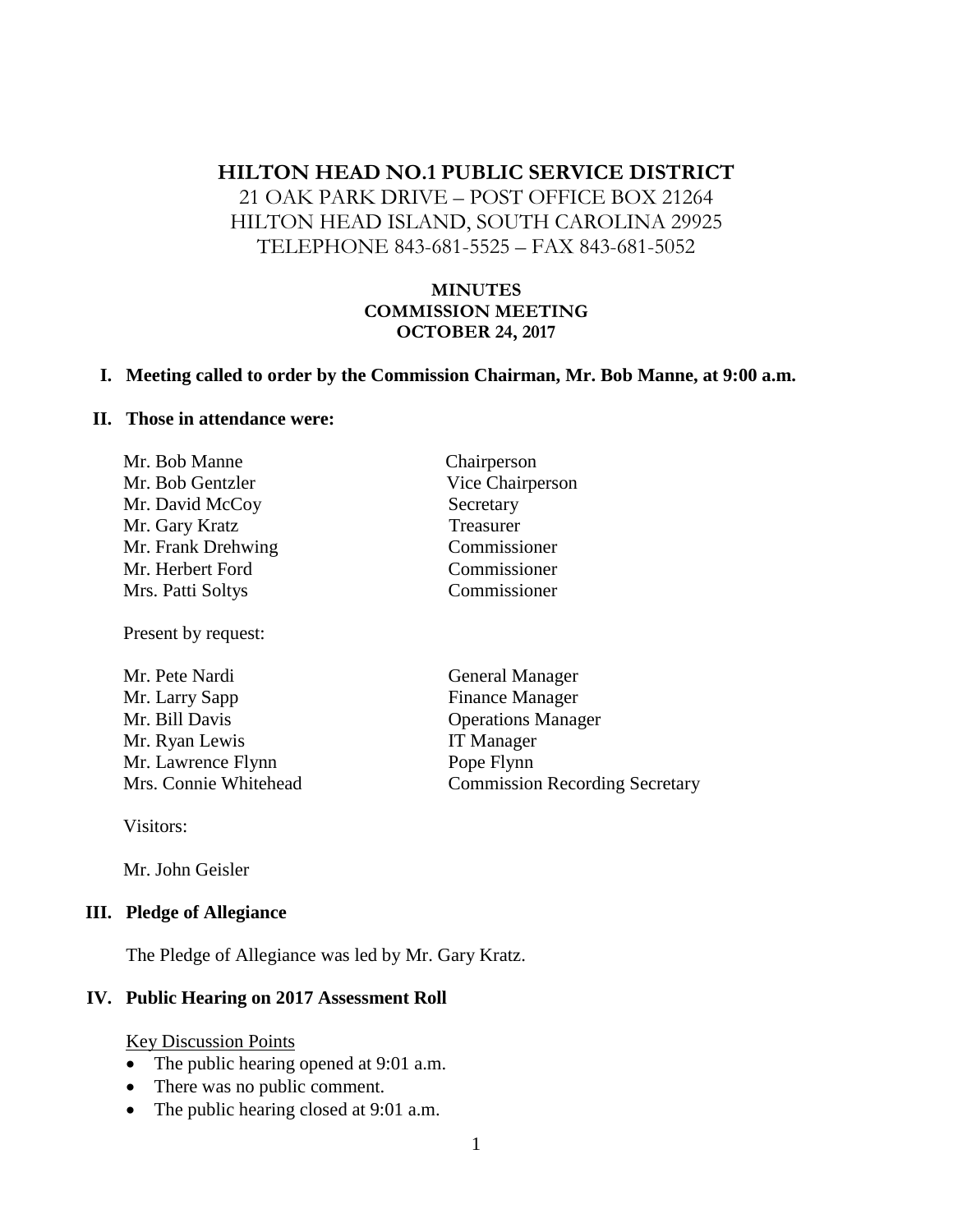# HILTON HEAD NO.1 PUBLIC SERVICE DISTRICT

21 OAK PARK DRIVE – POST OFFICE BOX 21264
HILTON HEAD ISLAND, SOUTH CAROLINA 29925
TELEPHONE 843-681-5525 – FAX 843-681-5052

## MINUTES
## COMMISSION MEETING
## OCTOBER 24, 2017

**I. Meeting called to order by the Commission Chairman, Mr. Bob Manne, at 9:00 a.m.**

**II. Those in attendance were:**

| | |
|---|---|
| Mr. Bob Manne | Chairperson |
| Mr. Bob Gentzler | Vice Chairperson |
| Mr. David McCoy | Secretary |
| Mr. Gary Kratz | Treasurer |
| Mr. Frank Drehwing | Commissioner |
| Mr. Herbert Ford | Commissioner |
| Mrs. Patti Soltys | Commissioner |

Present by request:

| | |
|---|---|
| Mr. Pete Nardi | General Manager |
| Mr. Larry Sapp | Finance Manager |
| Mr. Bill Davis | Operations Manager |
| Mr. Ryan Lewis | IT Manager |
| Mr. Lawrence Flynn | Pope Flynn |
| Mrs. Connie Whitehead | Commission Recording Secretary |

Visitors:

Mr. John Geisler

**III. Pledge of Allegiance**

The Pledge of Allegiance was led by Mr. Gary Kratz.

**IV. Public Hearing on 2017 Assessment Roll**

Key Discussion Points

- The public hearing opened at 9:01 a.m.
- There was no public comment.
- The public hearing closed at 9:01 a.m.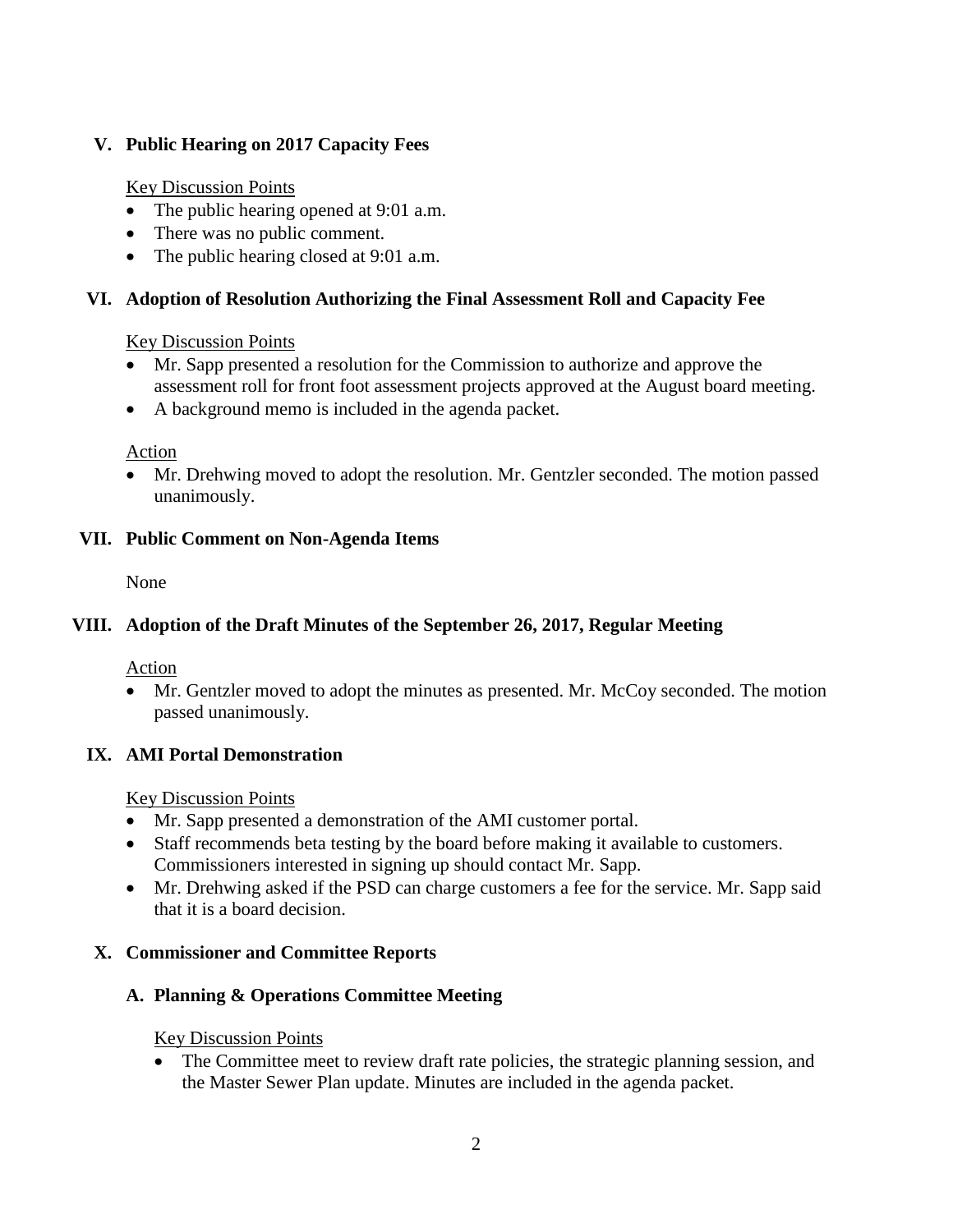## V. Public Hearing on 2017 Capacity Fees

Key Discussion Points

- The public hearing opened at 9:01 a.m.
- There was no public comment.
- The public hearing closed at 9:01 a.m.

## VI. Adoption of Resolution Authorizing the Final Assessment Roll and Capacity Fee

Key Discussion Points

- Mr. Sapp presented a resolution for the Commission to authorize and approve the assessment roll for front foot assessment projects approved at the August board meeting.
- A background memo is included in the agenda packet.

Action

- Mr. Drehwing moved to adopt the resolution. Mr. Gentzler seconded. The motion passed unanimously.

## VII. Public Comment on Non-Agenda Items

None

## VIII. Adoption of the Draft Minutes of the September 26, 2017, Regular Meeting

Action

- Mr. Gentzler moved to adopt the minutes as presented. Mr. McCoy seconded. The motion passed unanimously.

## IX. AMI Portal Demonstration

Key Discussion Points

- Mr. Sapp presented a demonstration of the AMI customer portal.
- Staff recommends beta testing by the board before making it available to customers. Commissioners interested in signing up should contact Mr. Sapp.
- Mr. Drehwing asked if the PSD can charge customers a fee for the service. Mr. Sapp said that it is a board decision.

## X. Commissioner and Committee Reports

### A. Planning & Operations Committee Meeting

Key Discussion Points

- The Committee meet to review draft rate policies, the strategic planning session, and the Master Sewer Plan update. Minutes are included in the agenda packet.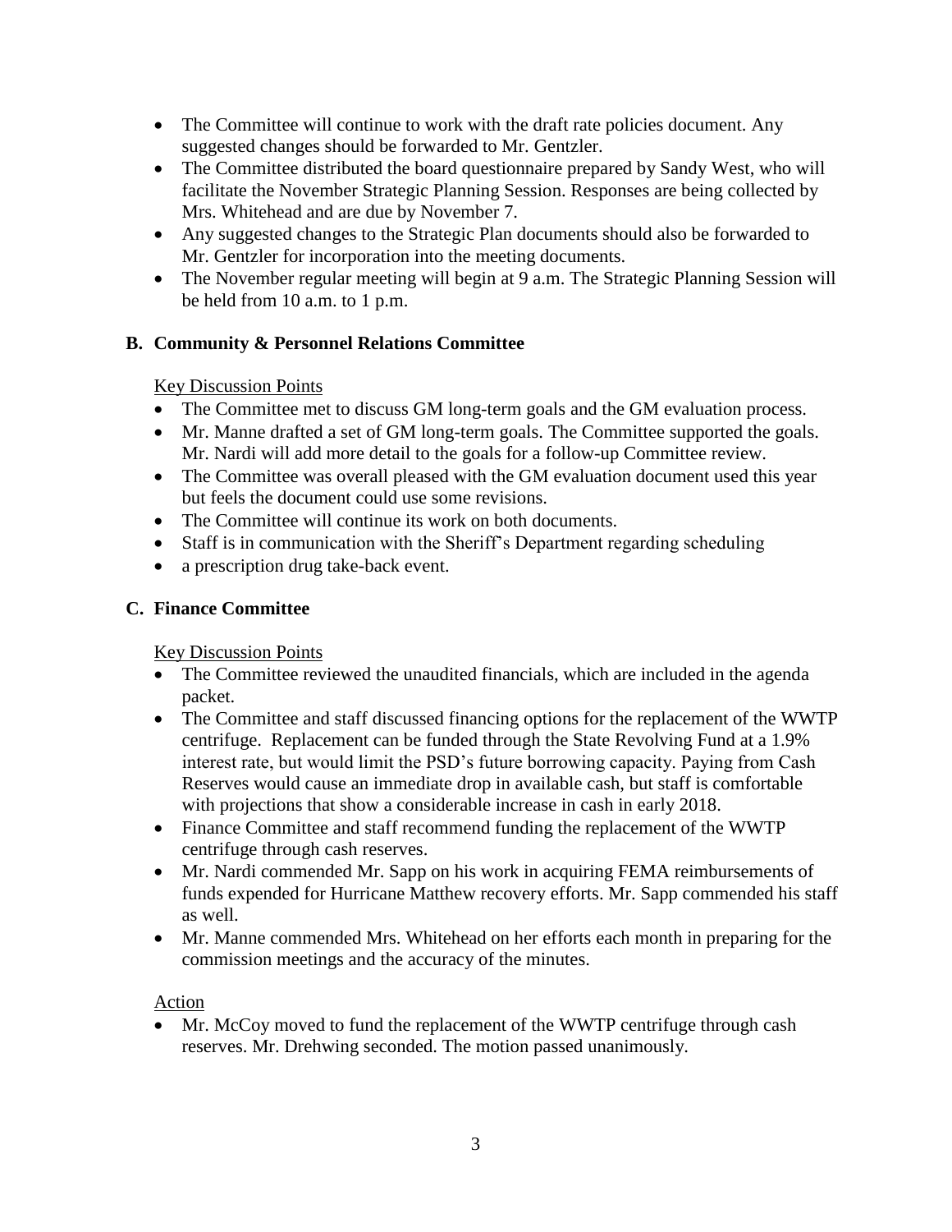- The Committee will continue to work with the draft rate policies document. Any suggested changes should be forwarded to Mr. Gentzler.
- The Committee distributed the board questionnaire prepared by Sandy West, who will facilitate the November Strategic Planning Session. Responses are being collected by Mrs. Whitehead and are due by November 7.
- Any suggested changes to the Strategic Plan documents should also be forwarded to Mr. Gentzler for incorporation into the meeting documents.
- The November regular meeting will begin at 9 a.m. The Strategic Planning Session will be held from 10 a.m. to 1 p.m.

### B. Community & Personnel Relations Committee

Key Discussion Points

- The Committee met to discuss GM long-term goals and the GM evaluation process.
- Mr. Manne drafted a set of GM long-term goals. The Committee supported the goals. Mr. Nardi will add more detail to the goals for a follow-up Committee review.
- The Committee was overall pleased with the GM evaluation document used this year but feels the document could use some revisions.
- The Committee will continue its work on both documents.
- Staff is in communication with the Sheriff's Department regarding scheduling
- a prescription drug take-back event.

### C. Finance Committee

Key Discussion Points

- The Committee reviewed the unaudited financials, which are included in the agenda packet.
- The Committee and staff discussed financing options for the replacement of the WWTP centrifuge. Replacement can be funded through the State Revolving Fund at a 1.9% interest rate, but would limit the PSD's future borrowing capacity. Paying from Cash Reserves would cause an immediate drop in available cash, but staff is comfortable with projections that show a considerable increase in cash in early 2018.
- Finance Committee and staff recommend funding the replacement of the WWTP centrifuge through cash reserves.
- Mr. Nardi commended Mr. Sapp on his work in acquiring FEMA reimbursements of funds expended for Hurricane Matthew recovery efforts. Mr. Sapp commended his staff as well.
- Mr. Manne commended Mrs. Whitehead on her efforts each month in preparing for the commission meetings and the accuracy of the minutes.

Action

- Mr. McCoy moved to fund the replacement of the WWTP centrifuge through cash reserves. Mr. Drehwing seconded. The motion passed unanimously.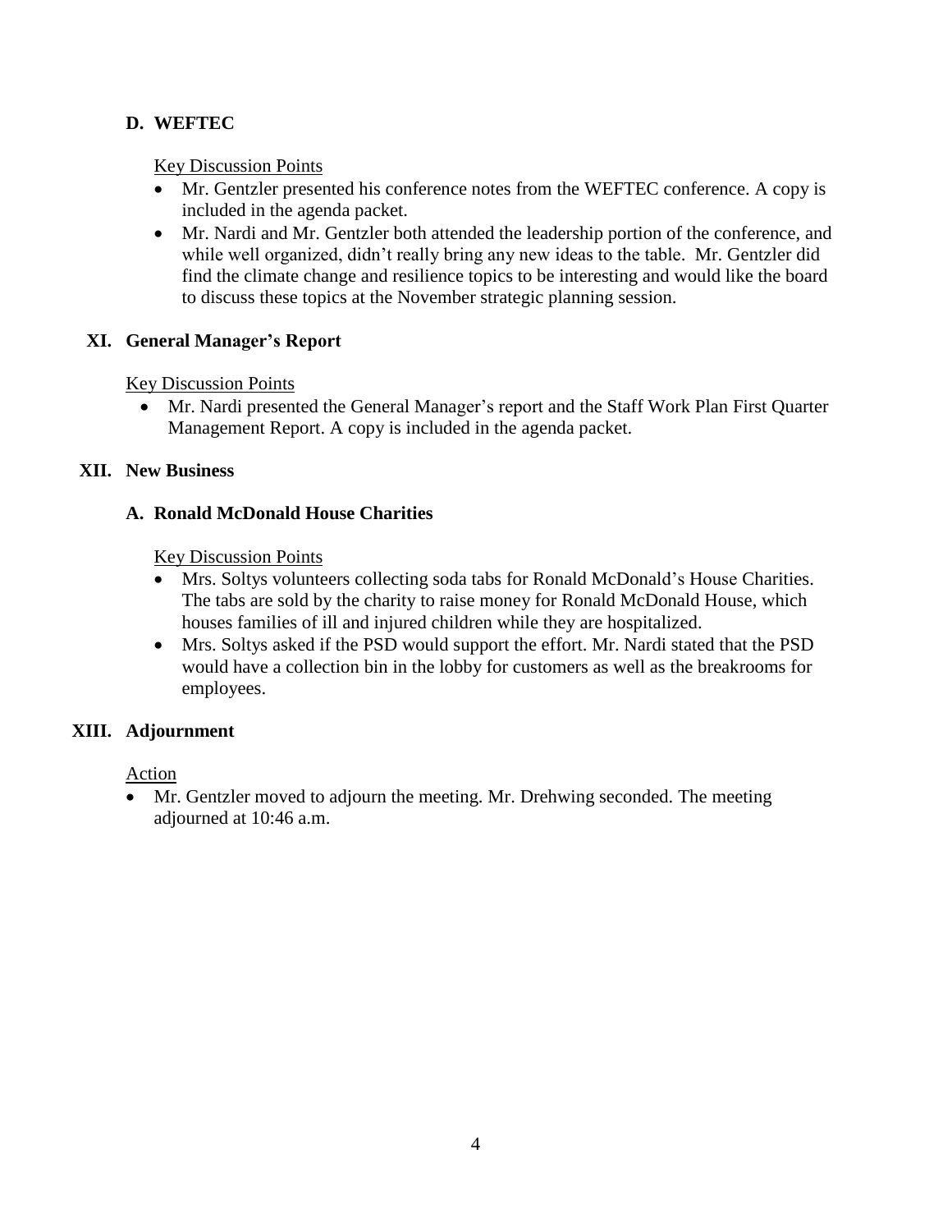### D. WEFTEC

Key Discussion Points

- Mr. Gentzler presented his conference notes from the WEFTEC conference. A copy is included in the agenda packet.
- Mr. Nardi and Mr. Gentzler both attended the leadership portion of the conference, and while well organized, didn't really bring any new ideas to the table. Mr. Gentzler did find the climate change and resilience topics to be interesting and would like the board to discuss these topics at the November strategic planning session.

## XI. General Manager's Report

Key Discussion Points

- Mr. Nardi presented the General Manager's report and the Staff Work Plan First Quarter Management Report. A copy is included in the agenda packet.

## XII. New Business

### A. Ronald McDonald House Charities

Key Discussion Points

- Mrs. Soltys volunteers collecting soda tabs for Ronald McDonald's House Charities. The tabs are sold by the charity to raise money for Ronald McDonald House, which houses families of ill and injured children while they are hospitalized.
- Mrs. Soltys asked if the PSD would support the effort. Mr. Nardi stated that the PSD would have a collection bin in the lobby for customers as well as the breakrooms for employees.

## XIII. Adjournment

Action

- Mr. Gentzler moved to adjourn the meeting. Mr. Drehwing seconded. The meeting adjourned at 10:46 a.m.